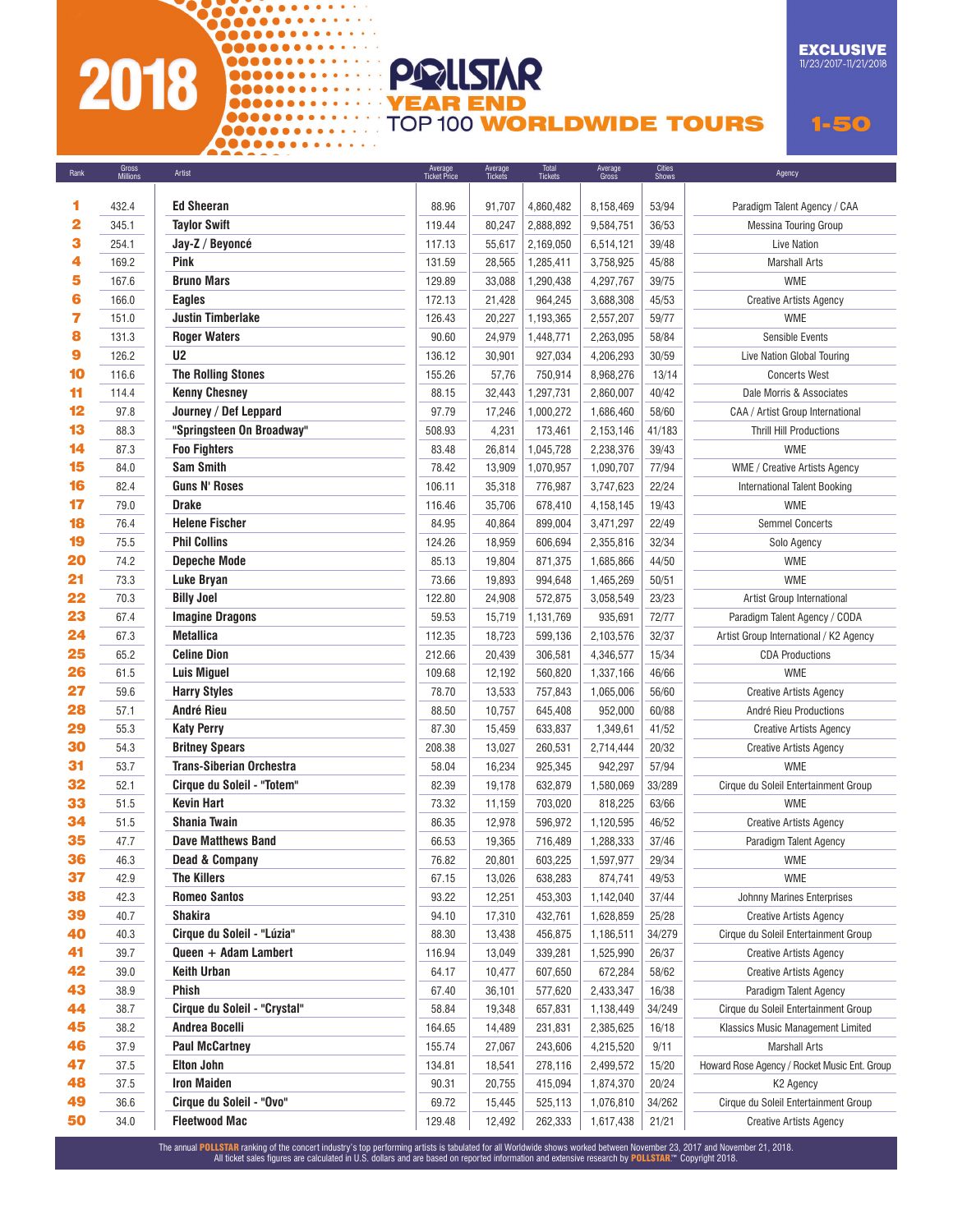# 2018 POLLSTAR YEAR END TOP 100 WORLDWIDE TOURS

**EXCLUSIVE** 11/23/2017-11/21/2018

**1-50**

| Rank | Gross Millions | Artist | Average Ticket Price | Average Tickets | Total Tickets | Average Gross | Cities Shows | Agency |
|---|---|---|---|---|---|---|---|---|
| 1 | 432.4 | Ed Sheeran | 88.96 | 91,707 | 4,860,482 | 8,158,469 | 53/94 | Paradigm Talent Agency / CAA |
| 2 | 345.1 | Taylor Swift | 119.44 | 80,247 | 2,888,892 | 9,584,751 | 36/53 | Messina Touring Group |
| 3 | 254.1 | Jay-Z / Beyoncé | 117.13 | 55,617 | 2,169,050 | 6,514,121 | 39/48 | Live Nation |
| 4 | 169.2 | Pink | 131.59 | 28,565 | 1,285,411 | 3,758,925 | 45/88 | Marshall Arts |
| 5 | 167.6 | Bruno Mars | 129.89 | 33,088 | 1,290,438 | 4,297,767 | 39/75 | WME |
| 6 | 166.0 | Eagles | 172.13 | 21,428 | 964,245 | 3,688,308 | 45/53 | Creative Artists Agency |
| 7 | 151.0 | Justin Timberlake | 126.43 | 20,227 | 1,193,365 | 2,557,207 | 59/77 | WME |
| 8 | 131.3 | Roger Waters | 90.60 | 24,979 | 1,448,771 | 2,263,095 | 58/84 | Sensible Events |
| 9 | 126.2 | U2 | 136.12 | 30,901 | 927,034 | 4,206,293 | 30/59 | Live Nation Global Touring |
| 10 | 116.6 | The Rolling Stones | 155.26 | 57,76 | 750,914 | 8,968,276 | 13/14 | Concerts West |
| 11 | 114.4 | Kenny Chesney | 88.15 | 32,443 | 1,297,731 | 2,860,007 | 40/42 | Dale Morris & Associates |
| 12 | 97.8 | Journey / Def Leppard | 97.79 | 17,246 | 1,000,272 | 1,686,460 | 58/60 | CAA / Artist Group International |
| 13 | 88.3 | "Springsteen On Broadway" | 508.93 | 4,231 | 173,461 | 2,153,146 | 41/183 | Thrill Hill Productions |
| 14 | 87.3 | Foo Fighters | 83.48 | 26,814 | 1,045,728 | 2,238,376 | 39/43 | WME |
| 15 | 84.0 | Sam Smith | 78.42 | 13,909 | 1,070,957 | 1,090,707 | 77/94 | WME / Creative Artists Agency |
| 16 | 82.4 | Guns N' Roses | 106.11 | 35,318 | 776,987 | 3,747,623 | 22/24 | International Talent Booking |
| 17 | 79.0 | Drake | 116.46 | 35,706 | 678,410 | 4,158,145 | 19/43 | WME |
| 18 | 76.4 | Helene Fischer | 84.95 | 40,864 | 899,004 | 3,471,297 | 22/49 | Semmel Concerts |
| 19 | 75.5 | Phil Collins | 124.26 | 18,959 | 606,694 | 2,355,816 | 32/34 | Solo Agency |
| 20 | 74.2 | Depeche Mode | 85.13 | 19,804 | 871,375 | 1,685,866 | 44/50 | WME |
| 21 | 73.3 | Luke Bryan | 73.66 | 19,893 | 994,648 | 1,465,269 | 50/51 | WME |
| 22 | 70.3 | Billy Joel | 122.80 | 24,908 | 572,875 | 3,058,549 | 23/23 | Artist Group International |
| 23 | 67.4 | Imagine Dragons | 59.53 | 15,719 | 1,131,769 | 935,691 | 72/77 | Paradigm Talent Agency / CODA |
| 24 | 67.3 | Metallica | 112.35 | 18,723 | 599,136 | 2,103,576 | 32/37 | Artist Group International / K2 Agency |
| 25 | 65.2 | Celine Dion | 212.66 | 20,439 | 306,581 | 4,346,577 | 15/34 | CDA Productions |
| 26 | 61.5 | Luis Miguel | 109.68 | 12,192 | 560,820 | 1,337,166 | 46/66 | WME |
| 27 | 59.6 | Harry Styles | 78.70 | 13,533 | 757,843 | 1,065,006 | 56/60 | Creative Artists Agency |
| 28 | 57.1 | André Rieu | 88.50 | 10,757 | 645,408 | 952,000 | 60/88 | André Rieu Productions |
| 29 | 55.3 | Katy Perry | 87.30 | 15,459 | 633,837 | 1,349,61 | 41/52 | Creative Artists Agency |
| 30 | 54.3 | Britney Spears | 208.38 | 13,027 | 260,531 | 2,714,444 | 20/32 | Creative Artists Agency |
| 31 | 53.7 | Trans-Siberian Orchestra | 58.04 | 16,234 | 925,345 | 942,297 | 57/94 | WME |
| 32 | 52.1 | Cirque du Soleil - "Totem" | 82.39 | 19,178 | 632,879 | 1,580,069 | 33/289 | Cirque du Soleil Entertainment Group |
| 33 | 51.5 | Kevin Hart | 73.32 | 11,159 | 703,020 | 818,225 | 63/66 | WME |
| 34 | 51.5 | Shania Twain | 86.35 | 12,978 | 596,972 | 1,120,595 | 46/52 | Creative Artists Agency |
| 35 | 47.7 | Dave Matthews Band | 66.53 | 19,365 | 716,489 | 1,288,333 | 37/46 | Paradigm Talent Agency |
| 36 | 46.3 | Dead & Company | 76.82 | 20,801 | 603,225 | 1,597,977 | 29/34 | WME |
| 37 | 42.9 | The Killers | 67.15 | 13,026 | 638,283 | 874,741 | 49/53 | WME |
| 38 | 42.3 | Romeo Santos | 93.22 | 12,251 | 453,303 | 1,142,040 | 37/44 | Johnny Marines Enterprises |
| 39 | 40.7 | Shakira | 94.10 | 17,310 | 432,761 | 1,628,859 | 25/28 | Creative Artists Agency |
| 40 | 40.3 | Cirque du Soleil - "Lúzia" | 88.30 | 13,438 | 456,875 | 1,186,511 | 34/279 | Cirque du Soleil Entertainment Group |
| 41 | 39.7 | Queen + Adam Lambert | 116.94 | 13,049 | 339,281 | 1,525,990 | 26/37 | Creative Artists Agency |
| 42 | 39.0 | Keith Urban | 64.17 | 10,477 | 607,650 | 672,284 | 58/62 | Creative Artists Agency |
| 43 | 38.9 | Phish | 67.40 | 36,101 | 577,620 | 2,433,347 | 16/38 | Paradigm Talent Agency |
| 44 | 38.7 | Cirque du Soleil - "Crystal" | 58.84 | 19,348 | 657,831 | 1,138,449 | 34/249 | Cirque du Soleil Entertainment Group |
| 45 | 38.2 | Andrea Bocelli | 164.65 | 14,489 | 231,831 | 2,385,625 | 16/18 | Klassics Music Management Limited |
| 46 | 37.9 | Paul McCartney | 155.74 | 27,067 | 243,606 | 4,215,520 | 9/11 | Marshall Arts |
| 47 | 37.5 | Elton John | 134.81 | 18,541 | 278,116 | 2,499,572 | 15/20 | Howard Rose Agency / Rocket Music Ent. Group |
| 48 | 37.5 | Iron Maiden | 90.31 | 20,755 | 415,094 | 1,874,370 | 20/24 | K2 Agency |
| 49 | 36.6 | Cirque du Soleil - "Ovo" | 69.72 | 15,445 | 525,113 | 1,076,810 | 34/262 | Cirque du Soleil Entertainment Group |
| 50 | 34.0 | Fleetwood Mac | 129.48 | 12,492 | 262,333 | 1,617,438 | 21/21 | Creative Artists Agency |

The annual POLLSTAR ranking of the concert industry's top performing artists is tabulated for all Worldwide shows worked between November 23, 2017 and November 21, 2018. All ticket sales figures are calculated in U.S. dollars and are based on reported information and extensive research by POLLSTAR™ Copyright 2018.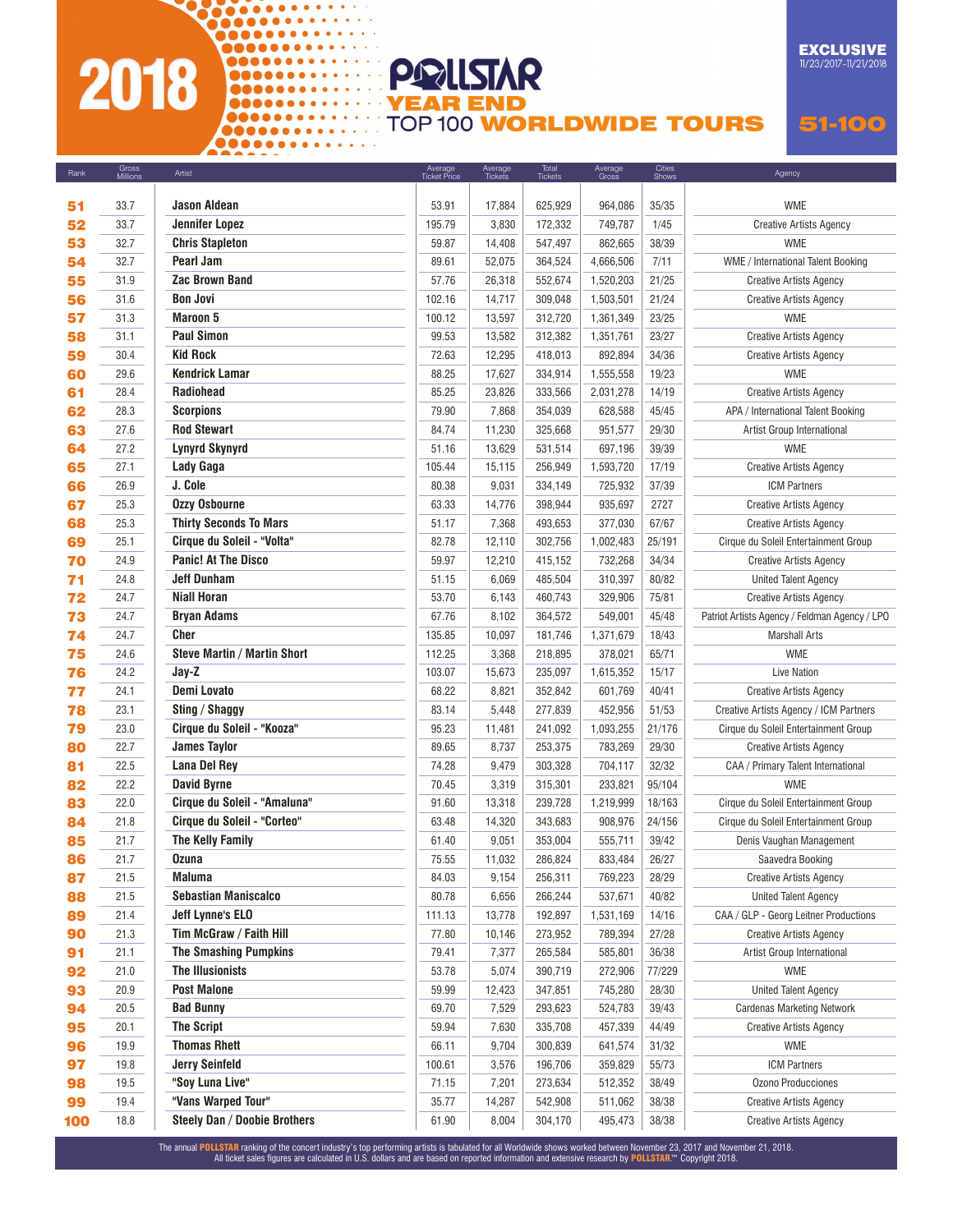# 2018 POLLSTAR YEAR END TOP 100 WORLDWIDE TOURS

EXCLUSIVE 11/23/2017-11/21/2018

51-100

| Rank | Gross Millions | Artist | Average Ticket Price | Average Tickets | Total Tickets | Average Gross | Cities Shows | Agency |
|---|---|---|---|---|---|---|---|---|
| 51 | 33.7 | Jason Aldean | 53.91 | 17,884 | 625,929 | 964,086 | 35/35 | WME |
| 52 | 33.7 | Jennifer Lopez | 195.79 | 3,830 | 172,332 | 749,787 | 1/45 | Creative Artists Agency |
| 53 | 32.7 | Chris Stapleton | 59.87 | 14,408 | 547,497 | 862,665 | 38/39 | WME |
| 54 | 32.7 | Pearl Jam | 89.61 | 52,075 | 364,524 | 4,666,506 | 7/11 | WME / International Talent Booking |
| 55 | 31.9 | Zac Brown Band | 57.76 | 26,318 | 552,674 | 1,520,203 | 21/25 | Creative Artists Agency |
| 56 | 31.6 | Bon Jovi | 102.16 | 14,717 | 309,048 | 1,503,501 | 21/24 | Creative Artists Agency |
| 57 | 31.3 | Maroon 5 | 100.12 | 13,597 | 312,720 | 1,361,349 | 23/25 | WME |
| 58 | 31.1 | Paul Simon | 99.53 | 13,582 | 312,382 | 1,351,761 | 23/27 | Creative Artists Agency |
| 59 | 30.4 | Kid Rock | 72.63 | 12,295 | 418,013 | 892,894 | 34/36 | Creative Artists Agency |
| 60 | 29.6 | Kendrick Lamar | 88.25 | 17,627 | 334,914 | 1,555,558 | 19/23 | WME |
| 61 | 28.4 | Radiohead | 85.25 | 23,826 | 333,566 | 2,031,278 | 14/19 | Creative Artists Agency |
| 62 | 28.3 | Scorpions | 79.90 | 7,868 | 354,039 | 628,588 | 45/45 | APA / International Talent Booking |
| 63 | 27.6 | Rod Stewart | 84.74 | 11,230 | 325,668 | 951,577 | 29/30 | Artist Group International |
| 64 | 27.2 | Lynyrd Skynyrd | 51.16 | 13,629 | 531,514 | 697,196 | 39/39 | WME |
| 65 | 27.1 | Lady Gaga | 105.44 | 15,115 | 256,949 | 1,593,720 | 17/19 | Creative Artists Agency |
| 66 | 26.9 | J. Cole | 80.38 | 9,031 | 334,149 | 725,932 | 37/39 | ICM Partners |
| 67 | 25.3 | Ozzy Osbourne | 63.33 | 14,776 | 398,944 | 935,697 | 2727 | Creative Artists Agency |
| 68 | 25.3 | Thirty Seconds To Mars | 51.17 | 7,368 | 493,653 | 377,030 | 67/67 | Creative Artists Agency |
| 69 | 25.1 | Cirque du Soleil - "Volta" | 82.78 | 12,110 | 302,756 | 1,002,483 | 25/191 | Cirque du Soleil Entertainment Group |
| 70 | 24.9 | Panic! At The Disco | 59.97 | 12,210 | 415,152 | 732,268 | 34/34 | Creative Artists Agency |
| 71 | 24.8 | Jeff Dunham | 51.15 | 6,069 | 485,504 | 310,397 | 80/82 | United Talent Agency |
| 72 | 24.7 | Niall Horan | 53.70 | 6,143 | 460,743 | 329,906 | 75/81 | Creative Artists Agency |
| 73 | 24.7 | Bryan Adams | 67.76 | 8,102 | 364,572 | 549,001 | 45/48 | Patriot Artists Agency / Feldman Agency / LPO |
| 74 | 24.7 | Cher | 135.85 | 10,097 | 181,746 | 1,371,679 | 18/43 | Marshall Arts |
| 75 | 24.6 | Steve Martin / Martin Short | 112.25 | 3,368 | 218,895 | 378,021 | 65/71 | WME |
| 76 | 24.2 | Jay-Z | 103.07 | 15,673 | 235,097 | 1,615,352 | 15/17 | Live Nation |
| 77 | 24.1 | Demi Lovato | 68.22 | 8,821 | 352,842 | 601,769 | 40/41 | Creative Artists Agency |
| 78 | 23.1 | Sting / Shaggy | 83.14 | 5,448 | 277,839 | 452,956 | 51/53 | Creative Artists Agency / ICM Partners |
| 79 | 23.0 | Cirque du Soleil - "Kooza" | 95.23 | 11,481 | 241,092 | 1,093,255 | 21/176 | Cirque du Soleil Entertainment Group |
| 80 | 22.7 | James Taylor | 89.65 | 8,737 | 253,375 | 783,269 | 29/30 | Creative Artists Agency |
| 81 | 22.5 | Lana Del Rey | 74.28 | 9,479 | 303,328 | 704,117 | 32/32 | CAA / Primary Talent International |
| 82 | 22.2 | David Byrne | 70.45 | 3,319 | 315,301 | 233,821 | 95/104 | WME |
| 83 | 22.0 | Cirque du Soleil - "Amaluna" | 91.60 | 13,318 | 239,728 | 1,219,999 | 18/163 | Cirque du Soleil Entertainment Group |
| 84 | 21.8 | Cirque du Soleil - "Corteo" | 63.48 | 14,320 | 343,683 | 908,976 | 24/156 | Cirque du Soleil Entertainment Group |
| 85 | 21.7 | The Kelly Family | 61.40 | 9,051 | 353,004 | 555,711 | 39/42 | Denis Vaughan Management |
| 86 | 21.7 | Ozuna | 75.55 | 11,032 | 286,824 | 833,484 | 26/27 | Saavedra Booking |
| 87 | 21.5 | Maluma | 84.03 | 9,154 | 256,311 | 769,223 | 28/29 | Creative Artists Agency |
| 88 | 21.5 | Sebastian Maniscalco | 80.78 | 6,656 | 266,244 | 537,671 | 40/82 | United Talent Agency |
| 89 | 21.4 | Jeff Lynne's ELO | 111.13 | 13,778 | 192,897 | 1,531,169 | 14/16 | CAA / GLP - Georg Leitner Productions |
| 90 | 21.3 | Tim McGraw / Faith Hill | 77.80 | 10,146 | 273,952 | 789,394 | 27/28 | Creative Artists Agency |
| 91 | 21.1 | The Smashing Pumpkins | 79.41 | 7,377 | 265,584 | 585,801 | 36/38 | Artist Group International |
| 92 | 21.0 | The Illusionists | 53.78 | 5,074 | 390,719 | 272,906 | 77/229 | WME |
| 93 | 20.9 | Post Malone | 59.99 | 12,423 | 347,851 | 745,280 | 28/30 | United Talent Agency |
| 94 | 20.5 | Bad Bunny | 69.70 | 7,529 | 293,623 | 524,783 | 39/43 | Cardenas Marketing Network |
| 95 | 20.1 | The Script | 59.94 | 7,630 | 335,708 | 457,339 | 44/49 | Creative Artists Agency |
| 96 | 19.9 | Thomas Rhett | 66.11 | 9,704 | 300,839 | 641,574 | 31/32 | WME |
| 97 | 19.8 | Jerry Seinfeld | 100.61 | 3,576 | 196,706 | 359,829 | 55/73 | ICM Partners |
| 98 | 19.5 | "Soy Luna Live" | 71.15 | 7,201 | 273,634 | 512,352 | 38/49 | Ozono Producciones |
| 99 | 19.4 | "Vans Warped Tour" | 35.77 | 14,287 | 542,908 | 511,062 | 38/38 | Creative Artists Agency |
| 100 | 18.8 | Steely Dan / Doobie Brothers | 61.90 | 8,004 | 304,170 | 495,473 | 38/38 | Creative Artists Agency |

The annual POLLSTAR ranking of the concert industry's top performing artists is tabulated for all Worldwide shows worked between November 23, 2017 and November 21, 2018. All ticket sales figures are calculated in U.S. dollars and are based on reported information and extensive research by POLLSTAR.™ Copyright 2018.